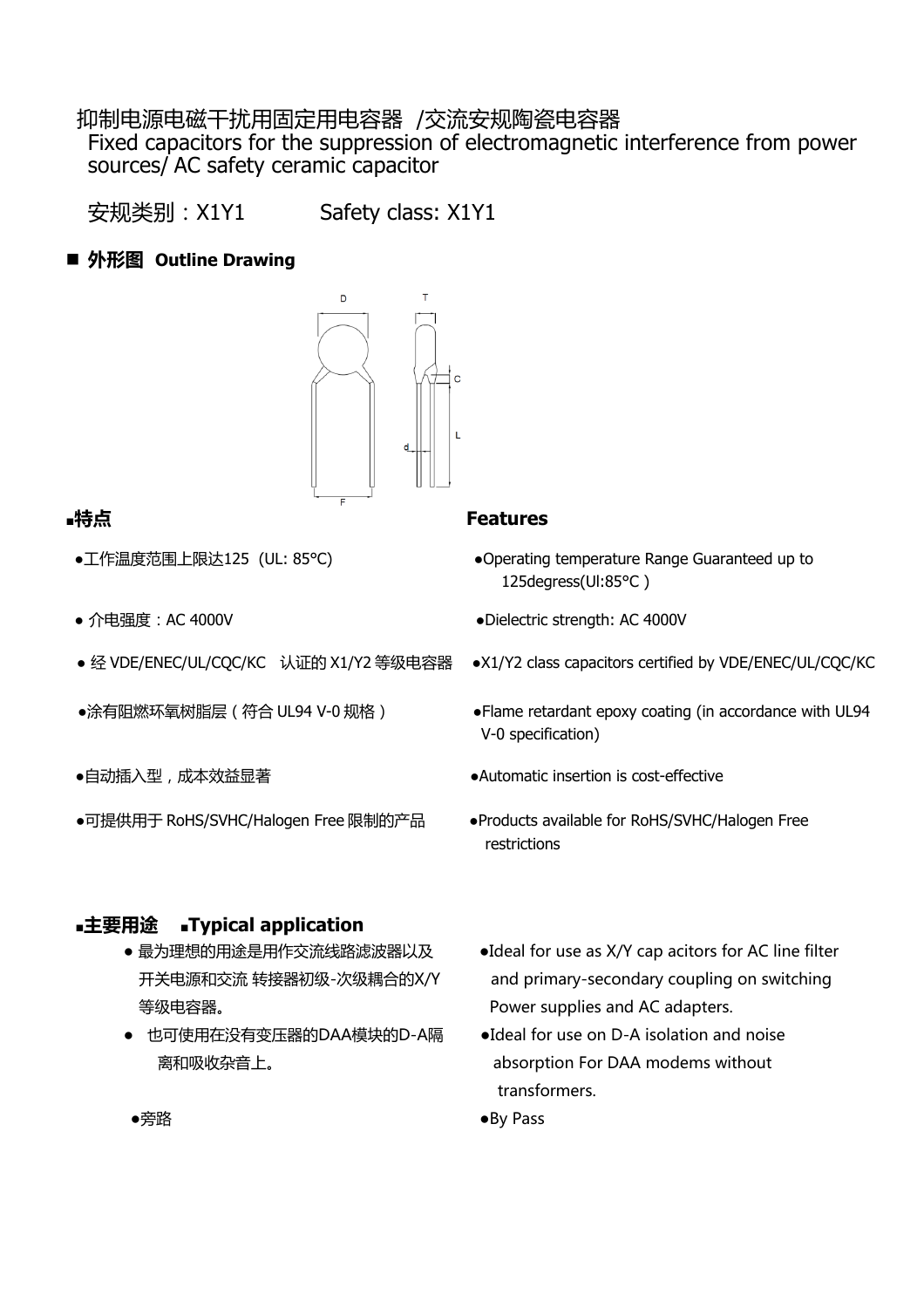# 抑制电源电磁干扰用固定用电容器 /交流安规陶瓷电容器

Fixed capacitors for the suppression of electromagnetic interference from power sources/ AC safety ceramic capacitor

安规类别：X1Y1　　　Safety class: X1Y1

## ■ 外形图 Outline Drawing

D　T　C　L　d　F

## ▪特点　　　　Features

- ●工作温度范围上限达125 (UL: 85°C)
- ● 介电强度：AC 4000V
- ● 经 VDE/ENEC/UL/CQC/KC 认证的 X1/Y2 等级电容器
- ●涂有阻燃环氧树脂层（符合 UL94 V-0 规格）
- ●自动插入型，成本效益显著
- ●可提供用于 RoHS/SVHC/Halogen Free 限制的产品

- ●Operating temperature Range Guaranteed up to 125degress(Ul:85°C )
- ●Dielectric strength: AC 4000V
- ●X1/Y2 class capacitors certified by VDE/ENEC/UL/CQC/KC
- ●Flame retardant epoxy coating (in accordance with UL94 V-0 specification)
- ●Automatic insertion is cost-effective
- ●Products available for RoHS/SVHC/Halogen Free restrictions

## ▪主要用途　▪Typical application

- ● 最为理想的用途是用作交流线路滤波器以及开关电源和交流 转接器初级-次级耦合的X/Y等级电容器。
- ● 也可使用在没有变压器的DAA模块的D-A隔离和吸收杂音上。
- ●旁路

- ●Ideal for use as X/Y cap acitors for AC line filter and primary-secondary coupling on switching Power supplies and AC adapters.
- ●Ideal for use on D-A isolation and noise absorption For DAA modems without transformers.
- ●By Pass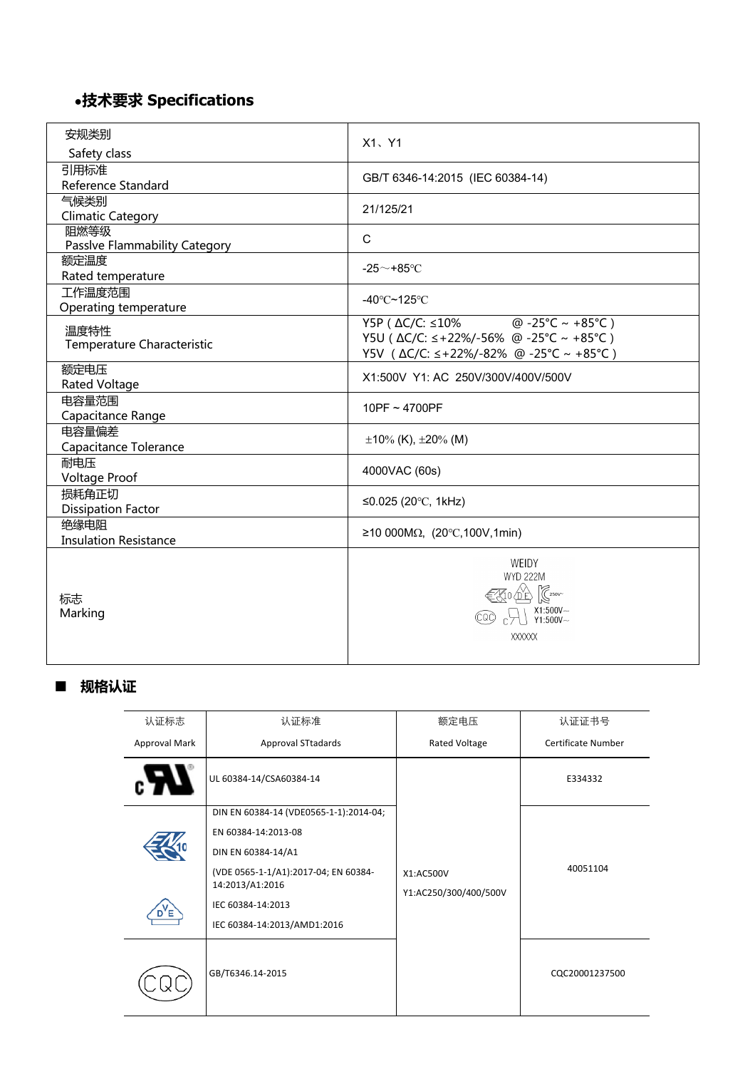## •技术要求 Specifications

| 安规类别 Safety class | X1、Y1 |
|---|---|
| 引用标准 Reference Standard | GB/T 6346-14:2015 (IEC 60384-14) |
| 气候类别 Climatic Category | 21/125/21 |
| 阻燃等级 Passlve Flammability Category | C |
| 额定温度 Rated temperature | -25～+85℃ |
| 工作温度范围 Operating temperature | -40℃~125℃ |
| 温度特性 Temperature Characteristic | Y5P ( ΔC/C: ≤10% @ -25°C ~ +85°C )<br>Y5U ( ΔC/C: ≤+22%/-56% @ -25°C ~ +85°C )<br>Y5V ( ΔC/C: ≤+22%/-82% @ -25°C ~ +85°C ) |
| 额定电压 Rated Voltage | X1:500V Y1: AC 250V/300V/400V/500V |
| 电容量范围 Capacitance Range | 10PF ~ 4700PF |
| 电容量偏差 Capacitance Tolerance | ±10% (K), ±20% (M) |
| 耐电压 Voltage Proof | 4000VAC (60s) |
| 损耗角正切 Dissipation Factor | ≤0.025 (20℃, 1kHz) |
| 绝缘电阻 Insulation Resistance | ≥10 000MΩ, (20℃,100V,1min) |
| 标志 Marking | WEIDY<br>WYD 222M<br>X1:500V~<br>Y1:500V~<br>XXXXXX |

## ■ 规格认证

| 认证标志 Approval Mark | 认证标准 Approval STtadards | 额定电压 Rated Voltage | 认证证书号 Certificate Number |
|---|---|---|---|
| cUL | UL 60384-14/CSA60384-14 | X1:AC500V<br>Y1:AC250/300/400/500V | E334332 |
| ENEC10 / VDE | DIN EN 60384-14 (VDE0565-1-1):2014-04;<br>EN 60384-14:2013-08<br>DIN EN 60384-14/A1<br>(VDE 0565-1-1/A1):2017-04; EN 60384-14:2013/A1:2016<br>IEC 60384-14:2013<br>IEC 60384-14:2013/AMD1:2016 | | 40051104 |
| CQC | GB/T6346.14-2015 | | CQC20001237500 |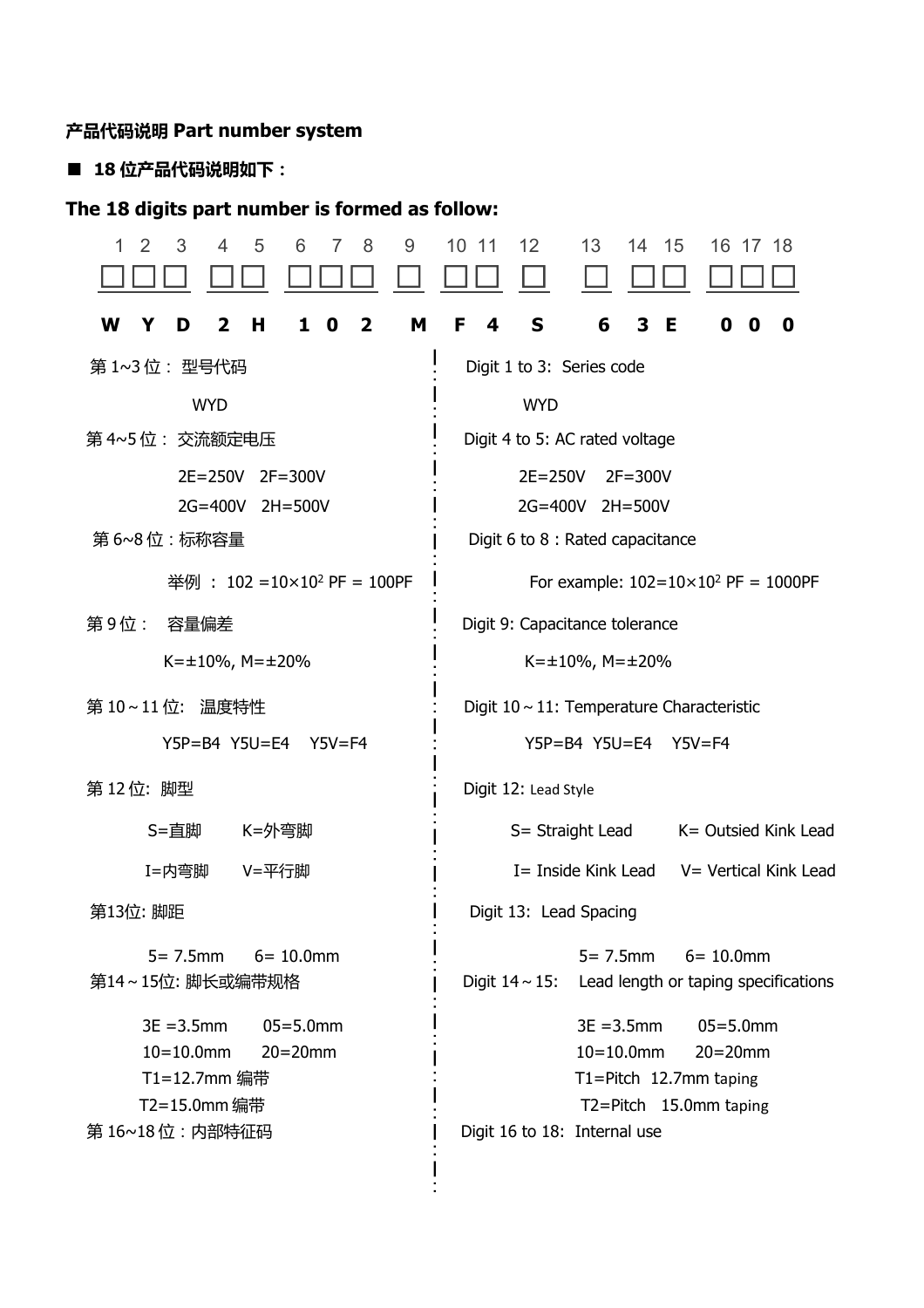**产品代码说明 Part number system**

■ **18 位产品代码说明如下：**

## The 18 digits part number is formed as follow:

| 1 | 2 | 3 | 4 | 5 | 6 | 7 | 8 | 9 | 10 | 11 | 12 | 13 | 14 | 15 | 16 | 17 | 18 |
|---|---|---|---|---|---|---|---|---|---|---|---|---|---|---|---|---|---|
| □ | □ | □ | □ | □ | □ | □ | □ | □ | □ | □ | □ | □ | □ | □ | □ | □ | □ |
| **W** | **Y** | **D** | **2** | **H** | **1** | **0** | **2** | **M** | **F** | **4** | **S** | **6** | **3** | **E** | **0** | **0** | **0** |

| 中文 | English |
|---|---|
| 第 1~3 位： 型号代码 | Digit 1 to 3: Series code |
| WYD | WYD |
| 第 4~5 位： 交流额定电压 | Digit 4 to 5: AC rated voltage |
| 2E=250V 2F=300V | 2E=250V 2F=300V |
| 2G=400V 2H=500V | 2G=400V 2H=500V |
| 第 6~8 位：标称容量 | Digit 6 to 8：Rated capacitance |
| 举例 ： 102 =10×$10^2$ PF = 100PF | For example: 102=10×$10^2$ PF = 1000PF |
| 第 9 位： 容量偏差 | Digit 9: Capacitance tolerance |
| K=±10%, M=±20% | K=±10%, M=±20% |
| 第 10～11 位: 温度特性 | Digit 10～11: Temperature Characteristic |
| Y5P=B4 Y5U=E4 Y5V=F4 | Y5P=B4 Y5U=E4 Y5V=F4 |
| 第 12 位: 脚型 | Digit 12: Lead Style |
| S=直脚 K=外弯脚 | S= Straight Lead K= Outsied Kink Lead |
| I=内弯脚 V=平行脚 | I= Inside Kink Lead V= Vertical Kink Lead |
| 第13位: 脚距 | Digit 13: Lead Spacing |
| 5= 7.5mm 6= 10.0mm | 5= 7.5mm 6= 10.0mm |
| 第14～15位: 脚长或编带规格 | Digit 14～15: Lead length or taping specifications |
| 3E =3.5mm 05=5.0mm | 3E =3.5mm 05=5.0mm |
| 10=10.0mm 20=20mm | 10=10.0mm 20=20mm |
| T1=12.7mm 编带 | T1=Pitch 12.7mm taping |
| T2=15.0mm 编带 | T2=Pitch 15.0mm taping |
| 第 16~18 位：内部特征码 | Digit 16 to 18: Internal use |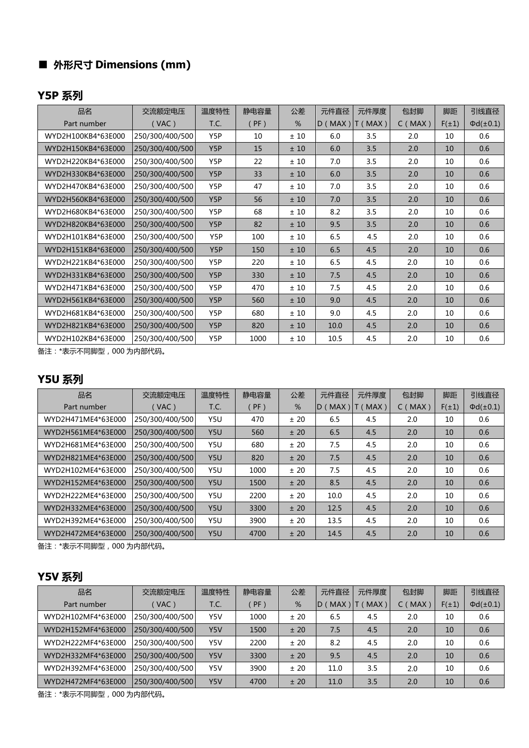## ■ 外形尺寸 Dimensions (mm)

### Y5P 系列

| 品名<br>Part number | 交流额定电压<br>(VAC) | 温度特性<br>T.C. | 静电容量<br>(PF) | 公差<br>% | 元件直径<br>D(MAX) | 元件厚度<br>T(MAX) | 包封脚<br>C(MAX) | 脚距<br>F(±1) | 引线直径<br>Φd(±0.1) |
|---|---|---|---|---|---|---|---|---|---|
| WYD2H100KB4*63E000 | 250/300/400/500 | Y5P | 10 | ± 10 | 6.0 | 3.5 | 2.0 | 10 | 0.6 |
| WYD2H150KB4*63E000 | 250/300/400/500 | Y5P | 15 | ± 10 | 6.0 | 3.5 | 2.0 | 10 | 0.6 |
| WYD2H220KB4*63E000 | 250/300/400/500 | Y5P | 22 | ± 10 | 7.0 | 3.5 | 2.0 | 10 | 0.6 |
| WYD2H330KB4*63E000 | 250/300/400/500 | Y5P | 33 | ± 10 | 6.0 | 3.5 | 2.0 | 10 | 0.6 |
| WYD2H470KB4*63E000 | 250/300/400/500 | Y5P | 47 | ± 10 | 7.0 | 3.5 | 2.0 | 10 | 0.6 |
| WYD2H560KB4*63E000 | 250/300/400/500 | Y5P | 56 | ± 10 | 7.0 | 3.5 | 2.0 | 10 | 0.6 |
| WYD2H680KB4*63E000 | 250/300/400/500 | Y5P | 68 | ± 10 | 8.2 | 3.5 | 2.0 | 10 | 0.6 |
| WYD2H820KB4*63E000 | 250/300/400/500 | Y5P | 82 | ± 10 | 9.5 | 3.5 | 2.0 | 10 | 0.6 |
| WYD2H101KB4*63E000 | 250/300/400/500 | Y5P | 100 | ± 10 | 6.5 | 4.5 | 2.0 | 10 | 0.6 |
| WYD2H151KB4*63E000 | 250/300/400/500 | Y5P | 150 | ± 10 | 6.5 | 4.5 | 2.0 | 10 | 0.6 |
| WYD2H221KB4*63E000 | 250/300/400/500 | Y5P | 220 | ± 10 | 6.5 | 4.5 | 2.0 | 10 | 0.6 |
| WYD2H331KB4*63E000 | 250/300/400/500 | Y5P | 330 | ± 10 | 7.5 | 4.5 | 2.0 | 10 | 0.6 |
| WYD2H471KB4*63E000 | 250/300/400/500 | Y5P | 470 | ± 10 | 7.5 | 4.5 | 2.0 | 10 | 0.6 |
| WYD2H561KB4*63E000 | 250/300/400/500 | Y5P | 560 | ± 10 | 9.0 | 4.5 | 2.0 | 10 | 0.6 |
| WYD2H681KB4*63E000 | 250/300/400/500 | Y5P | 680 | ± 10 | 9.0 | 4.5 | 2.0 | 10 | 0.6 |
| WYD2H821KB4*63E000 | 250/300/400/500 | Y5P | 820 | ± 10 | 10.0 | 4.5 | 2.0 | 10 | 0.6 |
| WYD2H102KB4*63E000 | 250/300/400/500 | Y5P | 1000 | ± 10 | 10.5 | 4.5 | 2.0 | 10 | 0.6 |

备注：*表示不同脚型，000 为内部代码。

### Y5U 系列

| 品名<br>Part number | 交流额定电压<br>(VAC) | 温度特性<br>T.C. | 静电容量<br>(PF) | 公差<br>% | 元件直径<br>D(MAX) | 元件厚度<br>T(MAX) | 包封脚<br>C(MAX) | 脚距<br>F(±1) | 引线直径<br>Φd(±0.1) |
|---|---|---|---|---|---|---|---|---|---|
| WYD2H471ME4*63E000 | 250/300/400/500 | Y5U | 470 | ± 20 | 6.5 | 4.5 | 2.0 | 10 | 0.6 |
| WYD2H561ME4*63E000 | 250/300/400/500 | Y5U | 560 | ± 20 | 6.5 | 4.5 | 2.0 | 10 | 0.6 |
| WYD2H681ME4*63E000 | 250/300/400/500 | Y5U | 680 | ± 20 | 7.5 | 4.5 | 2.0 | 10 | 0.6 |
| WYD2H821ME4*63E000 | 250/300/400/500 | Y5U | 820 | ± 20 | 7.5 | 4.5 | 2.0 | 10 | 0.6 |
| WYD2H102ME4*63E000 | 250/300/400/500 | Y5U | 1000 | ± 20 | 7.5 | 4.5 | 2.0 | 10 | 0.6 |
| WYD2H152ME4*63E000 | 250/300/400/500 | Y5U | 1500 | ± 20 | 8.5 | 4.5 | 2.0 | 10 | 0.6 |
| WYD2H222ME4*63E000 | 250/300/400/500 | Y5U | 2200 | ± 20 | 10.0 | 4.5 | 2.0 | 10 | 0.6 |
| WYD2H332ME4*63E000 | 250/300/400/500 | Y5U | 3300 | ± 20 | 12.5 | 4.5 | 2.0 | 10 | 0.6 |
| WYD2H392ME4*63E000 | 250/300/400/500 | Y5U | 3900 | ± 20 | 13.5 | 4.5 | 2.0 | 10 | 0.6 |
| WYD2H472ME4*63E000 | 250/300/400/500 | Y5U | 4700 | ± 20 | 14.5 | 4.5 | 2.0 | 10 | 0.6 |

备注：*表示不同脚型，000 为内部代码。

### Y5V 系列

| 品名<br>Part number | 交流额定电压<br>(VAC) | 温度特性<br>T.C. | 静电容量<br>(PF) | 公差<br>% | 元件直径<br>D(MAX) | 元件厚度<br>T(MAX) | 包封脚<br>C(MAX) | 脚距<br>F(±1) | 引线直径<br>Φd(±0.1) |
|---|---|---|---|---|---|---|---|---|---|
| WYD2H102MF4*63E000 | 250/300/400/500 | Y5V | 1000 | ± 20 | 6.5 | 4.5 | 2.0 | 10 | 0.6 |
| WYD2H152MF4*63E000 | 250/300/400/500 | Y5V | 1500 | ± 20 | 7.5 | 4.5 | 2.0 | 10 | 0.6 |
| WYD2H222MF4*63E000 | 250/300/400/500 | Y5V | 2200 | ± 20 | 8.2 | 4.5 | 2.0 | 10 | 0.6 |
| WYD2H332MF4*63E000 | 250/300/400/500 | Y5V | 3300 | ± 20 | 9.5 | 4.5 | 2.0 | 10 | 0.6 |
| WYD2H392MF4*63E000 | 250/300/400/500 | Y5V | 3900 | ± 20 | 11.0 | 3.5 | 2.0 | 10 | 0.6 |
| WYD2H472MF4*63E000 | 250/300/400/500 | Y5V | 4700 | ± 20 | 11.0 | 3.5 | 2.0 | 10 | 0.6 |

备注：*表示不同脚型，000 为内部代码。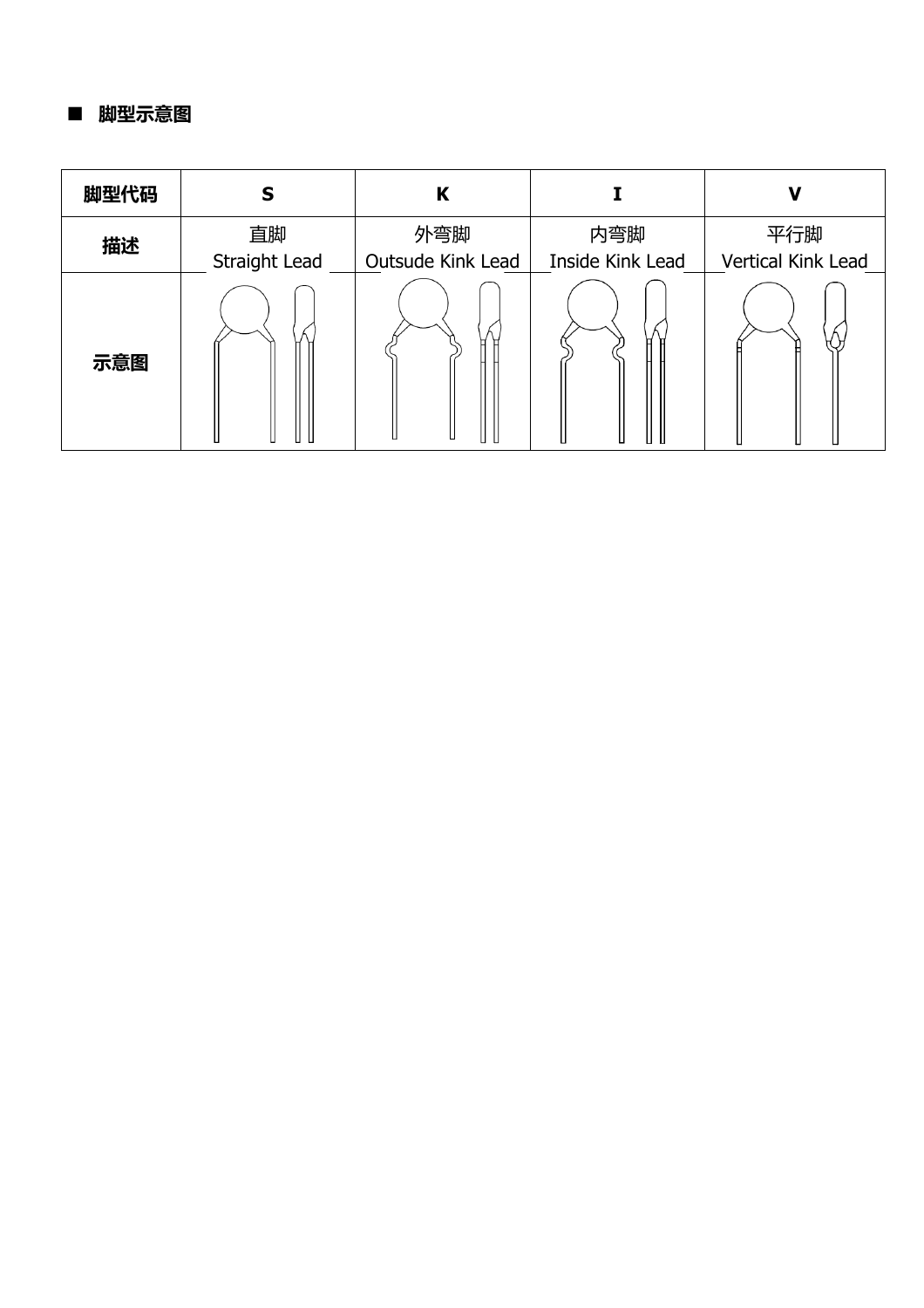## ■ 脚型示意图

| 脚型代码 | S | K | I | V |
|---|---|---|---|---|
| 描述 | 直脚<br>Straight Lead | 外弯脚<br>Outsude Kink Lead | 内弯脚<br>Inside Kink Lead | 平行脚<br>Vertical Kink Lead |
| 示意图 | | | | |